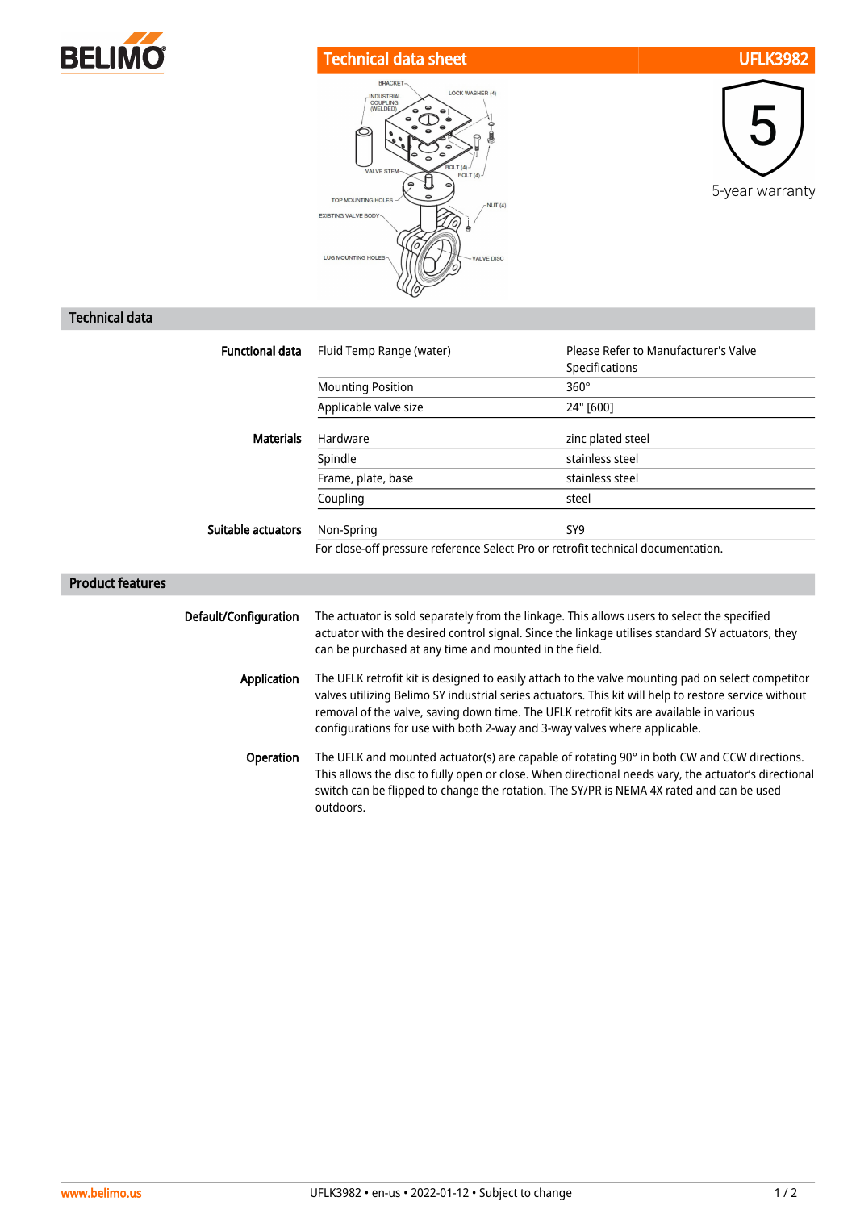# Technical data sheet UFLK3982

5-year warranty

## Technical data

| | | |
|---|---|---|
| **Functional data** | Fluid Temp Range (water) | Please Refer to Manufacturer's Valve Specifications |
| | Mounting Position | 360° |
| | Applicable valve size | 24" [600] |
| **Materials** | Hardware | zinc plated steel |
| | Spindle | stainless steel |
| | Frame, plate, base | stainless steel |
| | Coupling | steel |
| **Suitable actuators** | Non-Spring | SY9 |
| | For close-off pressure reference Select Pro or retrofit technical documentation. | |

## Product features

**Default/Configuration**

The actuator is sold separately from the linkage. This allows users to select the specified actuator with the desired control signal. Since the linkage utilises standard SY actuators, they can be purchased at any time and mounted in the field.

**Application**

The UFLK retrofit kit is designed to easily attach to the valve mounting pad on select competitor valves utilizing Belimo SY industrial series actuators. This kit will help to restore service without removal of the valve, saving down time. The UFLK retrofit kits are available in various configurations for use with both 2-way and 3-way valves where applicable.

**Operation**

The UFLK and mounted actuator(s) are capable of rotating 90° in both CW and CCW directions. This allows the disc to fully open or close. When directional needs vary, the actuator's directional switch can be flipped to change the rotation. The SY/PR is NEMA 4X rated and can be used outdoors.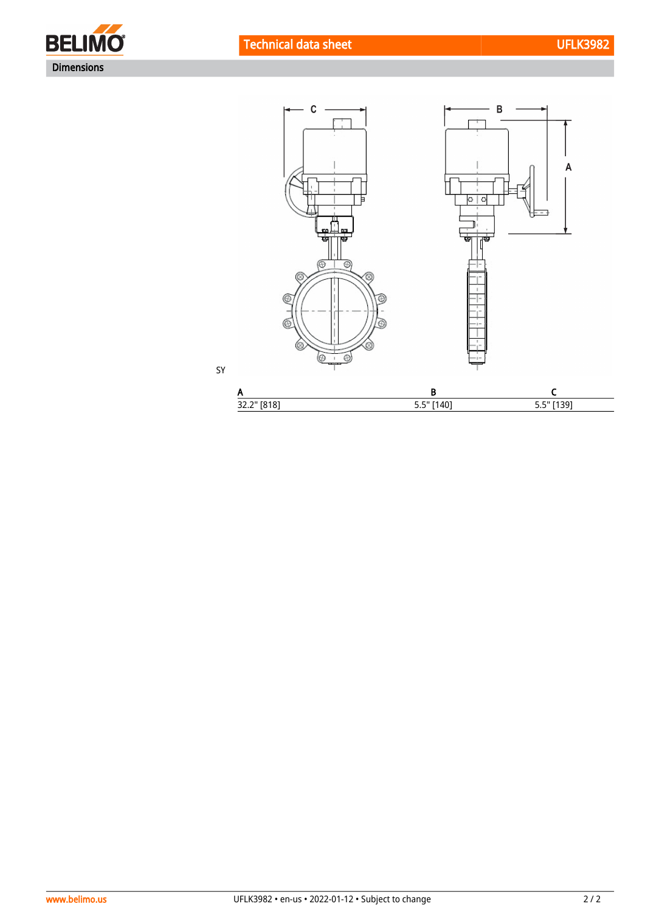## Dimensions

SY

| A | B | C |
|---|---|---|
| 32.2" [818] | 5.5" [140] | 5.5" [139] |